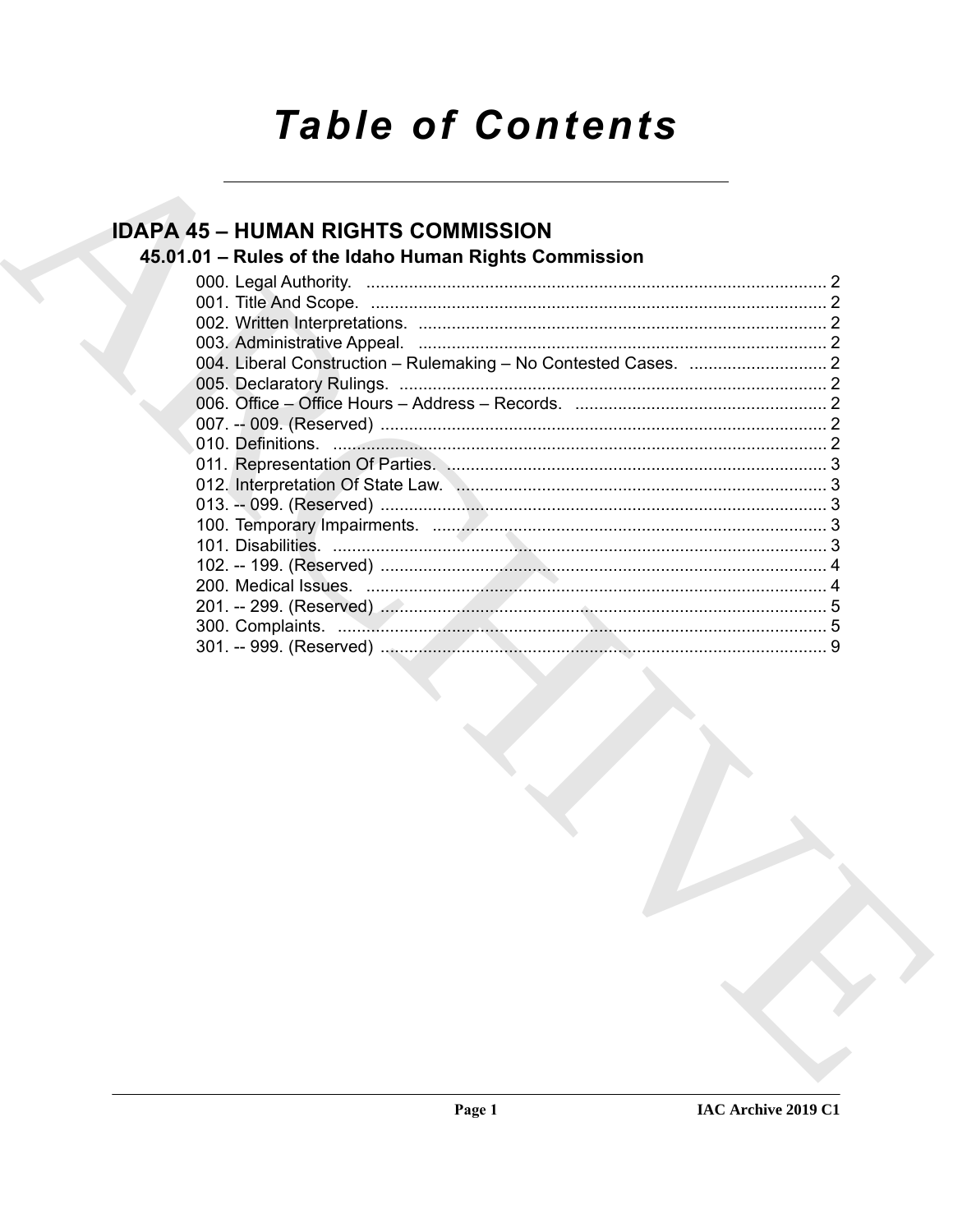# Table of Contents

## IDAPA 45 – HUMAN RIGHTS COMMISSION

### 45.01.01 – Rules of the Idaho Human Rights Commission

000. Legal Authority. ........................................................................................ 2
001. Title And Scope. ........................................................................................ 2
002. Written Interpretations. ............................................................................... 2
003. Administrative Appeal. ................................................................................ 2
004. Liberal Construction – Rulemaking – No Contested Cases. ............................. 2
005. Declaratory Rulings. .................................................................................... 2
006. Office – Office Hours – Address – Records. .................................................... 2
007. -- 009. (Reserved) ........................................................................................ 2
010. Definitions. ................................................................................................ 2
011. Representation Of Parties. ........................................................................... 3
012. Interpretation Of State Law. ......................................................................... 3
013. -- 099. (Reserved) ........................................................................................ 3
100. Temporary Impairments. .............................................................................. 3
101. Disabilities. ................................................................................................ 3
102. -- 199. (Reserved) ........................................................................................ 4
200. Medical Issues. ........................................................................................... 4
201. -- 299. (Reserved) ........................................................................................ 5
300. Complaints. ................................................................................................ 5
301. -- 999. (Reserved) ........................................................................................ 9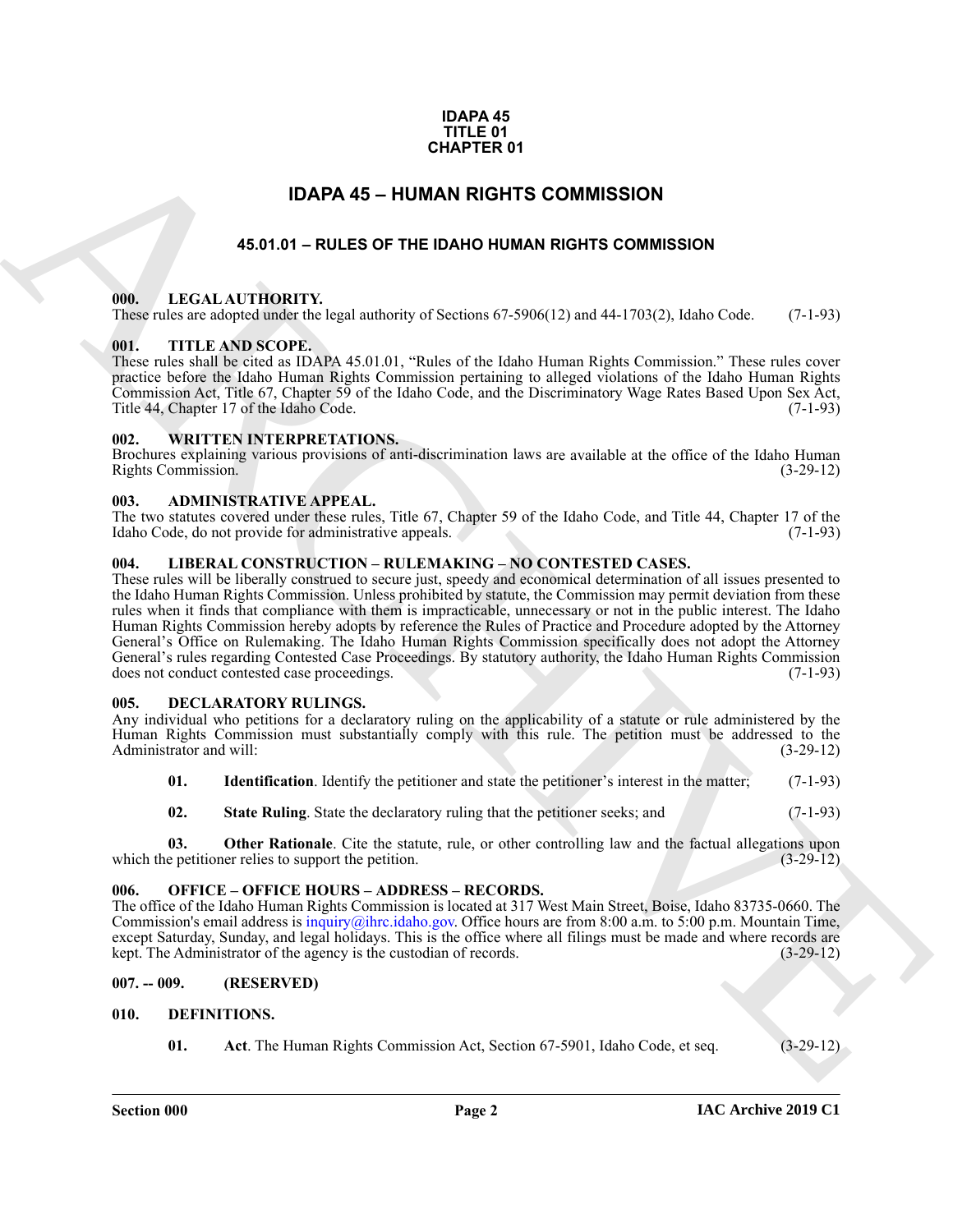**IDAPA 45**
**TITLE 01**
**CHAPTER 01**

# IDAPA 45 – HUMAN RIGHTS COMMISSION

## 45.01.01 – RULES OF THE IDAHO HUMAN RIGHTS COMMISSION

### 000. LEGAL AUTHORITY.

These rules are adopted under the legal authority of Sections 67-5906(12) and 44-1703(2), Idaho Code. (7-1-93)

### 001. TITLE AND SCOPE.

These rules shall be cited as IDAPA 45.01.01, "Rules of the Idaho Human Rights Commission." These rules cover practice before the Idaho Human Rights Commission pertaining to alleged violations of the Idaho Human Rights Commission Act, Title 67, Chapter 59 of the Idaho Code, and the Discriminatory Wage Rates Based Upon Sex Act, Title 44, Chapter 17 of the Idaho Code. (7-1-93)

### 002. WRITTEN INTERPRETATIONS.

Brochures explaining various provisions of anti-discrimination laws are available at the office of the Idaho Human Rights Commission. (3-29-12)

### 003. ADMINISTRATIVE APPEAL.

The two statutes covered under these rules, Title 67, Chapter 59 of the Idaho Code, and Title 44, Chapter 17 of the Idaho Code, do not provide for administrative appeals. (7-1-93)

### 004. LIBERAL CONSTRUCTION – RULEMAKING – NO CONTESTED CASES.

These rules will be liberally construed to secure just, speedy and economical determination of all issues presented to the Idaho Human Rights Commission. Unless prohibited by statute, the Commission may permit deviation from these rules when it finds that compliance with them is impracticable, unnecessary or not in the public interest. The Idaho Human Rights Commission hereby adopts by reference the Rules of Practice and Procedure adopted by the Attorney General's Office on Rulemaking. The Idaho Human Rights Commission specifically does not adopt the Attorney General's rules regarding Contested Case Proceedings. By statutory authority, the Idaho Human Rights Commission does not conduct contested case proceedings. (7-1-93)

### 005. DECLARATORY RULINGS.

Any individual who petitions for a declaratory ruling on the applicability of a statute or rule administered by the Human Rights Commission must substantially comply with this rule. The petition must be addressed to the Administrator and will: (3-29-12)

**01. Identification**. Identify the petitioner and state the petitioner's interest in the matter; (7-1-93)

**02. State Ruling**. State the declaratory ruling that the petitioner seeks; and (7-1-93)

**03. Other Rationale**. Cite the statute, rule, or other controlling law and the factual allegations upon which the petitioner relies to support the petition. (3-29-12)

### 006. OFFICE – OFFICE HOURS – ADDRESS – RECORDS.

The office of the Idaho Human Rights Commission is located at 317 West Main Street, Boise, Idaho 83735-0660. The Commission's email address is inquiry@ihrc.idaho.gov. Office hours are from 8:00 a.m. to 5:00 p.m. Mountain Time, except Saturday, Sunday, and legal holidays. This is the office where all filings must be made and where records are kept. The Administrator of the agency is the custodian of records. (3-29-12)

### 007. -- 009. (RESERVED)

### 010. DEFINITIONS.

**01. Act**. The Human Rights Commission Act, Section 67-5901, Idaho Code, et seq. (3-29-12)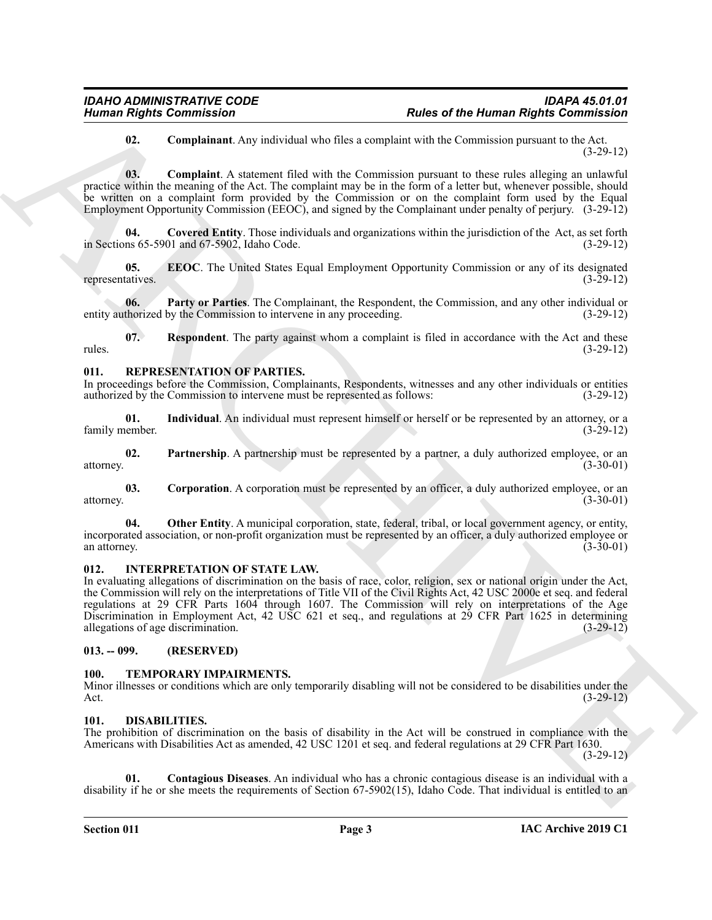**02. Complainant**. Any individual who files a complaint with the Commission pursuant to the Act. (3-29-12)

**03. Complaint**. A statement filed with the Commission pursuant to these rules alleging an unlawful practice within the meaning of the Act. The complaint may be in the form of a letter but, whenever possible, should be written on a complaint form provided by the Commission or on the complaint form used by the Equal Employment Opportunity Commission (EEOC), and signed by the Complainant under penalty of perjury. (3-29-12)

**04. Covered Entity**. Those individuals and organizations within the jurisdiction of the Act, as set forth in Sections 65-5901 and 67-5902, Idaho Code. (3-29-12)

**05. EEOC**. The United States Equal Employment Opportunity Commission or any of its designated representatives. (3-29-12)

**06. Party or Parties**. The Complainant, the Respondent, the Commission, and any other individual or entity authorized by the Commission to intervene in any proceeding. (3-29-12)

**07. Respondent**. The party against whom a complaint is filed in accordance with the Act and these rules. (3-29-12)

## 011. REPRESENTATION OF PARTIES.

In proceedings before the Commission, Complainants, Respondents, witnesses and any other individuals or entities authorized by the Commission to intervene must be represented as follows: (3-29-12)

**01. Individual**. An individual must represent himself or herself or be represented by an attorney, or a family member. (3-29-12)

**02. Partnership**. A partnership must be represented by a partner, a duly authorized employee, or an attorney. (3-30-01)

**03. Corporation**. A corporation must be represented by an officer, a duly authorized employee, or an attorney. (3-30-01)

**04. Other Entity**. A municipal corporation, state, federal, tribal, or local government agency, or entity, incorporated association, or non-profit organization must be represented by an officer, a duly authorized employee or an attorney. (3-30-01)

## 012. INTERPRETATION OF STATE LAW.

In evaluating allegations of discrimination on the basis of race, color, religion, sex or national origin under the Act, the Commission will rely on the interpretations of Title VII of the Civil Rights Act, 42 USC 2000e et seq. and federal regulations at 29 CFR Parts 1604 through 1607. The Commission will rely on interpretations of the Age Discrimination in Employment Act, 42 USC 621 et seq., and regulations at 29 CFR Part 1625 in determining allegations of age discrimination. (3-29-12)

## 013. -- 099. (RESERVED)

## 100. TEMPORARY IMPAIRMENTS.

Minor illnesses or conditions which are only temporarily disabling will not be considered to be disabilities under the Act. (3-29-12)

## 101. DISABILITIES.

The prohibition of discrimination on the basis of disability in the Act will be construed in compliance with the Americans with Disabilities Act as amended, 42 USC 1201 et seq. and federal regulations at 29 CFR Part 1630. (3-29-12)

**01. Contagious Diseases**. An individual who has a chronic contagious disease is an individual with a disability if he or she meets the requirements of Section 67-5902(15), Idaho Code. That individual is entitled to an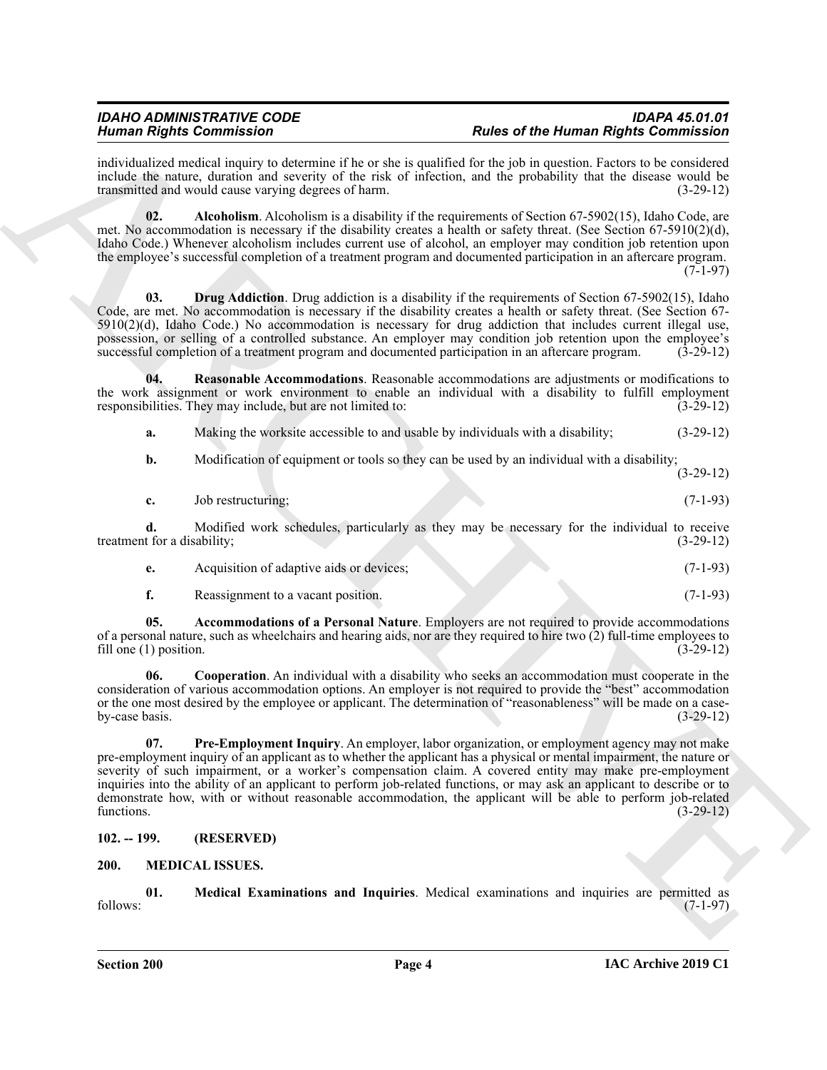individualized medical inquiry to determine if he or she is qualified for the job in question. Factors to be considered include the nature, duration and severity of the risk of infection, and the probability that the disease would be transmitted and would cause varying degrees of harm. (3-29-12)

**02. Alcoholism**. Alcoholism is a disability if the requirements of Section 67-5902(15), Idaho Code, are met. No accommodation is necessary if the disability creates a health or safety threat. (See Section 67-5910(2)(d), Idaho Code.) Whenever alcoholism includes current use of alcohol, an employer may condition job retention upon the employee's successful completion of a treatment program and documented participation in an aftercare program. (7-1-97)

**03. Drug Addiction**. Drug addiction is a disability if the requirements of Section 67-5902(15), Idaho Code, are met. No accommodation is necessary if the disability creates a health or safety threat. (See Section 67-5910(2)(d), Idaho Code.) No accommodation is necessary for drug addiction that includes current illegal use, possession, or selling of a controlled substance. An employer may condition job retention upon the employee's successful completion of a treatment program and documented participation in an aftercare program. (3-29-12)

**04. Reasonable Accommodations**. Reasonable accommodations are adjustments or modifications to the work assignment or work environment to enable an individual with a disability to fulfill employment responsibilities. They may include, but are not limited to: (3-29-12)

**a.** Making the worksite accessible to and usable by individuals with a disability; (3-29-12)

**b.** Modification of equipment or tools so they can be used by an individual with a disability; (3-29-12)

**c.** Job restructuring; (7-1-93)

**d.** Modified work schedules, particularly as they may be necessary for the individual to receive treatment for a disability; (3-29-12)

**e.** Acquisition of adaptive aids or devices; (7-1-93)

**f.** Reassignment to a vacant position. (7-1-93)

**05. Accommodations of a Personal Nature**. Employers are not required to provide accommodations of a personal nature, such as wheelchairs and hearing aids, nor are they required to hire two (2) full-time employees to fill one (1) position. (3-29-12)

**06. Cooperation**. An individual with a disability who seeks an accommodation must cooperate in the consideration of various accommodation options. An employer is not required to provide the "best" accommodation or the one most desired by the employee or applicant. The determination of "reasonableness" will be made on a case-by-case basis. (3-29-12)

**07. Pre-Employment Inquiry**. An employer, labor organization, or employment agency may not make pre-employment inquiry of an applicant as to whether the applicant has a physical or mental impairment, the nature or severity of such impairment, or a worker's compensation claim. A covered entity may make pre-employment inquiries into the ability of an applicant to perform job-related functions, or may ask an applicant to describe or to demonstrate how, with or without reasonable accommodation, the applicant will be able to perform job-related functions. (3-29-12)

## 102. -- 199. (RESERVED)

## 200. MEDICAL ISSUES.

**01. Medical Examinations and Inquiries**. Medical examinations and inquiries are permitted as follows: (7-1-97)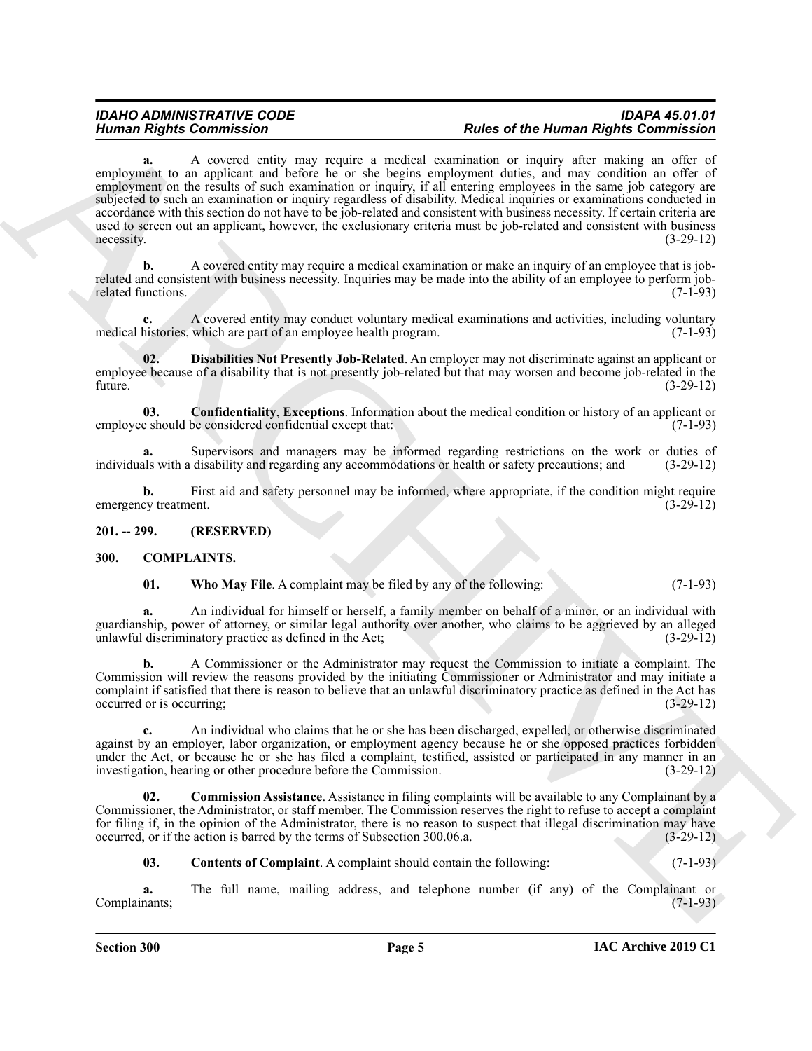**a.** A covered entity may require a medical examination or inquiry after making an offer of employment to an applicant and before he or she begins employment duties, and may condition an offer of employment on the results of such examination or inquiry, if all entering employees in the same job category are subjected to such an examination or inquiry regardless of disability. Medical inquiries or examinations conducted in accordance with this section do not have to be job-related and consistent with business necessity. If certain criteria are used to screen out an applicant, however, the exclusionary criteria must be job-related and consistent with business necessity. (3-29-12)

**b.** A covered entity may require a medical examination or make an inquiry of an employee that is job-related and consistent with business necessity. Inquiries may be made into the ability of an employee to perform job-related functions. (7-1-93)

**c.** A covered entity may conduct voluntary medical examinations and activities, including voluntary medical histories, which are part of an employee health program. (7-1-93)

**02. Disabilities Not Presently Job-Related**. An employer may not discriminate against an applicant or employee because of a disability that is not presently job-related but that may worsen and become job-related in the future. (3-29-12)

**03. Confidentiality**, **Exceptions**. Information about the medical condition or history of an applicant or employee should be considered confidential except that: (7-1-93)

**a.** Supervisors and managers may be informed regarding restrictions on the work or duties of individuals with a disability and regarding any accommodations or health or safety precautions; and (3-29-12)

**b.** First aid and safety personnel may be informed, where appropriate, if the condition might require emergency treatment. (3-29-12)

## 201. -- 299. (RESERVED)

## 300. COMPLAINTS.

**01. Who May File**. A complaint may be filed by any of the following: (7-1-93)

**a.** An individual for himself or herself, a family member on behalf of a minor, or an individual with guardianship, power of attorney, or similar legal authority over another, who claims to be aggrieved by an alleged unlawful discriminatory practice as defined in the Act; (3-29-12)

**b.** A Commissioner or the Administrator may request the Commission to initiate a complaint. The Commission will review the reasons provided by the initiating Commissioner or Administrator and may initiate a complaint if satisfied that there is reason to believe that an unlawful discriminatory practice as defined in the Act has occurred or is occurring; (3-29-12)

**c.** An individual who claims that he or she has been discharged, expelled, or otherwise discriminated against by an employer, labor organization, or employment agency because he or she opposed practices forbidden under the Act, or because he or she has filed a complaint, testified, assisted or participated in any manner in an investigation, hearing or other procedure before the Commission. (3-29-12)

**02. Commission Assistance**. Assistance in filing complaints will be available to any Complainant by a Commissioner, the Administrator, or staff member. The Commission reserves the right to refuse to accept a complaint for filing if, in the opinion of the Administrator, there is no reason to suspect that illegal discrimination may have occurred, or if the action is barred by the terms of Subsection 300.06.a. (3-29-12)

**03. Contents of Complaint**. A complaint should contain the following: (7-1-93)

**a.** The full name, mailing address, and telephone number (if any) of the Complainant or Complainants; (7-1-93)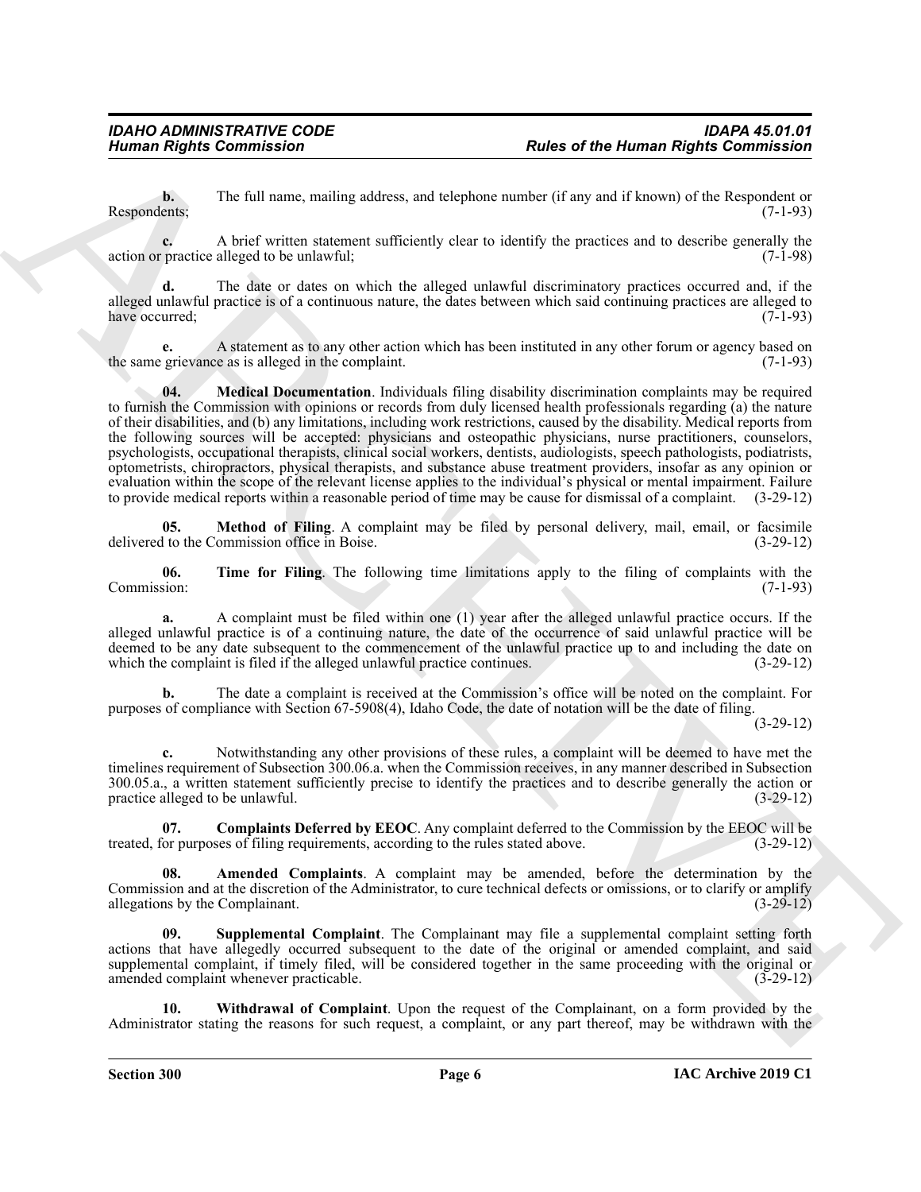**b.** The full name, mailing address, and telephone number (if any and if known) of the Respondent or Respondents; (7-1-93)

**c.** A brief written statement sufficiently clear to identify the practices and to describe generally the action or practice alleged to be unlawful; (7-1-98)

**d.** The date or dates on which the alleged unlawful discriminatory practices occurred and, if the alleged unlawful practice is of a continuous nature, the dates between which said continuing practices are alleged to have occurred; (7-1-93)

**e.** A statement as to any other action which has been instituted in any other forum or agency based on the same grievance as is alleged in the complaint. (7-1-93)

**04. Medical Documentation**. Individuals filing disability discrimination complaints may be required to furnish the Commission with opinions or records from duly licensed health professionals regarding (a) the nature of their disabilities, and (b) any limitations, including work restrictions, caused by the disability. Medical reports from the following sources will be accepted: physicians and osteopathic physicians, nurse practitioners, counselors, psychologists, occupational therapists, clinical social workers, dentists, audiologists, speech pathologists, podiatrists, optometrists, chiropractors, physical therapists, and substance abuse treatment providers, insofar as any opinion or evaluation within the scope of the relevant license applies to the individual's physical or mental impairment. Failure to provide medical reports within a reasonable period of time may be cause for dismissal of a complaint. (3-29-12)

**05. Method of Filing**. A complaint may be filed by personal delivery, mail, email, or facsimile delivered to the Commission office in Boise. (3-29-12)

**06. Time for Filing**. The following time limitations apply to the filing of complaints with the Commission: (7-1-93)

**a.** A complaint must be filed within one (1) year after the alleged unlawful practice occurs. If the alleged unlawful practice is of a continuing nature, the date of the occurrence of said unlawful practice will be deemed to be any date subsequent to the commencement of the unlawful practice up to and including the date on which the complaint is filed if the alleged unlawful practice continues. (3-29-12)

**b.** The date a complaint is received at the Commission's office will be noted on the complaint. For purposes of compliance with Section 67-5908(4), Idaho Code, the date of notation will be the date of filing. (3-29-12)

**c.** Notwithstanding any other provisions of these rules, a complaint will be deemed to have met the timelines requirement of Subsection 300.06.a. when the Commission receives, in any manner described in Subsection 300.05.a., a written statement sufficiently precise to identify the practices and to describe generally the action or practice alleged to be unlawful. (3-29-12)

**07. Complaints Deferred by EEOC**. Any complaint deferred to the Commission by the EEOC will be treated, for purposes of filing requirements, according to the rules stated above. (3-29-12)

**08. Amended Complaints**. A complaint may be amended, before the determination by the Commission and at the discretion of the Administrator, to cure technical defects or omissions, or to clarify or amplify allegations by the Complainant. (3-29-12)

**09. Supplemental Complaint**. The Complainant may file a supplemental complaint setting forth actions that have allegedly occurred subsequent to the date of the original or amended complaint, and said supplemental complaint, if timely filed, will be considered together in the same proceeding with the original or amended complaint whenever practicable. (3-29-12)

**10. Withdrawal of Complaint**. Upon the request of the Complainant, on a form provided by the Administrator stating the reasons for such request, a complaint, or any part thereof, may be withdrawn with the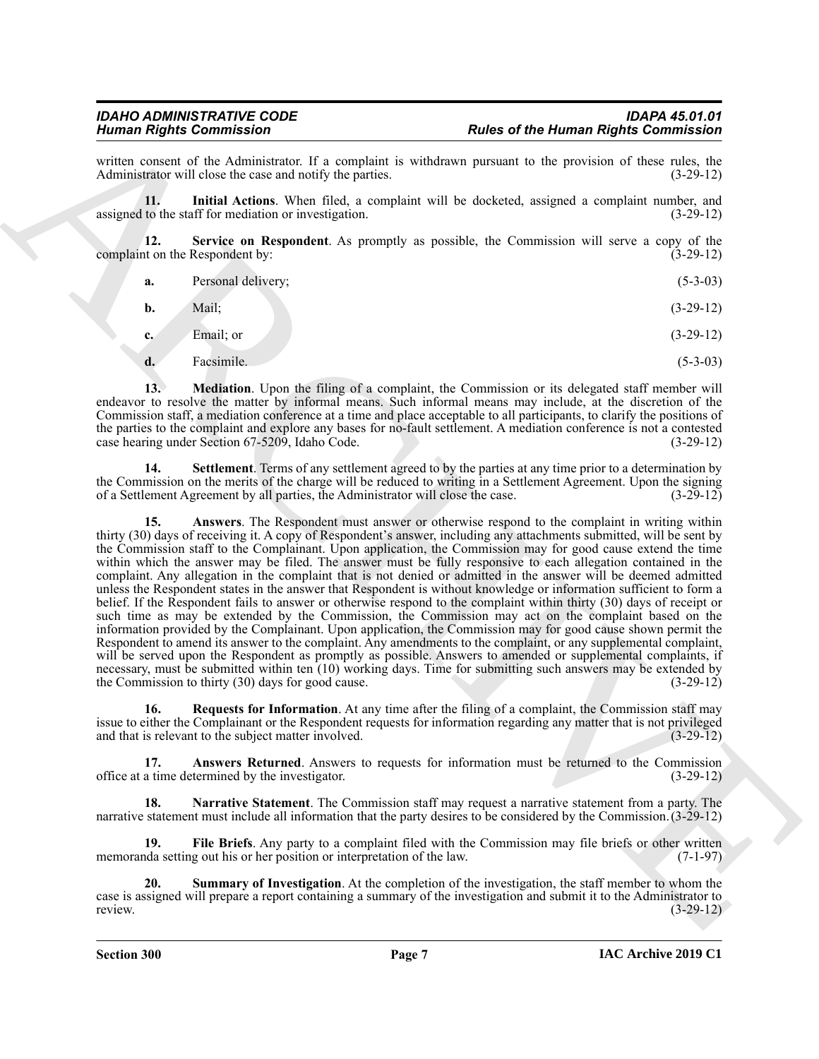written consent of the Administrator. If a complaint is withdrawn pursuant to the provision of these rules, the Administrator will close the case and notify the parties. (3-29-12)

**11. Initial Actions**. When filed, a complaint will be docketed, assigned a complaint number, and assigned to the staff for mediation or investigation. (3-29-12)

**12. Service on Respondent**. As promptly as possible, the Commission will serve a copy of the complaint on the Respondent by: (3-29-12)

**a.** Personal delivery; (5-3-03)

**b.** Mail; (3-29-12)

**c.** Email; or (3-29-12)

**d.** Facsimile. (5-3-03)

**13. Mediation**. Upon the filing of a complaint, the Commission or its delegated staff member will endeavor to resolve the matter by informal means. Such informal means may include, at the discretion of the Commission staff, a mediation conference at a time and place acceptable to all participants, to clarify the positions of the parties to the complaint and explore any bases for no-fault settlement. A mediation conference is not a contested case hearing under Section 67-5209, Idaho Code. (3-29-12)

**14. Settlement**. Terms of any settlement agreed to by the parties at any time prior to a determination by the Commission on the merits of the charge will be reduced to writing in a Settlement Agreement. Upon the signing of a Settlement Agreement by all parties, the Administrator will close the case. (3-29-12)

**15. Answers**. The Respondent must answer or otherwise respond to the complaint in writing within thirty (30) days of receiving it. A copy of Respondent's answer, including any attachments submitted, will be sent by the Commission staff to the Complainant. Upon application, the Commission may for good cause extend the time within which the answer may be filed. The answer must be fully responsive to each allegation contained in the complaint. Any allegation in the complaint that is not denied or admitted in the answer will be deemed admitted unless the Respondent states in the answer that Respondent is without knowledge or information sufficient to form a belief. If the Respondent fails to answer or otherwise respond to the complaint within thirty (30) days of receipt or such time as may be extended by the Commission, the Commission may act on the complaint based on the information provided by the Complainant. Upon application, the Commission may for good cause shown permit the Respondent to amend its answer to the complaint. Any amendments to the complaint, or any supplemental complaint, will be served upon the Respondent as promptly as possible. Answers to amended or supplemental complaints, if necessary, must be submitted within ten (10) working days. Time for submitting such answers may be extended by the Commission to thirty (30) days for good cause. (3-29-12)

**16. Requests for Information**. At any time after the filing of a complaint, the Commission staff may issue to either the Complainant or the Respondent requests for information regarding any matter that is not privileged and that is relevant to the subject matter involved. (3-29-12)

**17. Answers Returned**. Answers to requests for information must be returned to the Commission office at a time determined by the investigator. (3-29-12)

**18. Narrative Statement**. The Commission staff may request a narrative statement from a party. The narrative statement must include all information that the party desires to be considered by the Commission. (3-29-12)

**19. File Briefs**. Any party to a complaint filed with the Commission may file briefs or other written memoranda setting out his or her position or interpretation of the law. (7-1-97)

**20. Summary of Investigation**. At the completion of the investigation, the staff member to whom the case is assigned will prepare a report containing a summary of the investigation and submit it to the Administrator to review. (3-29-12)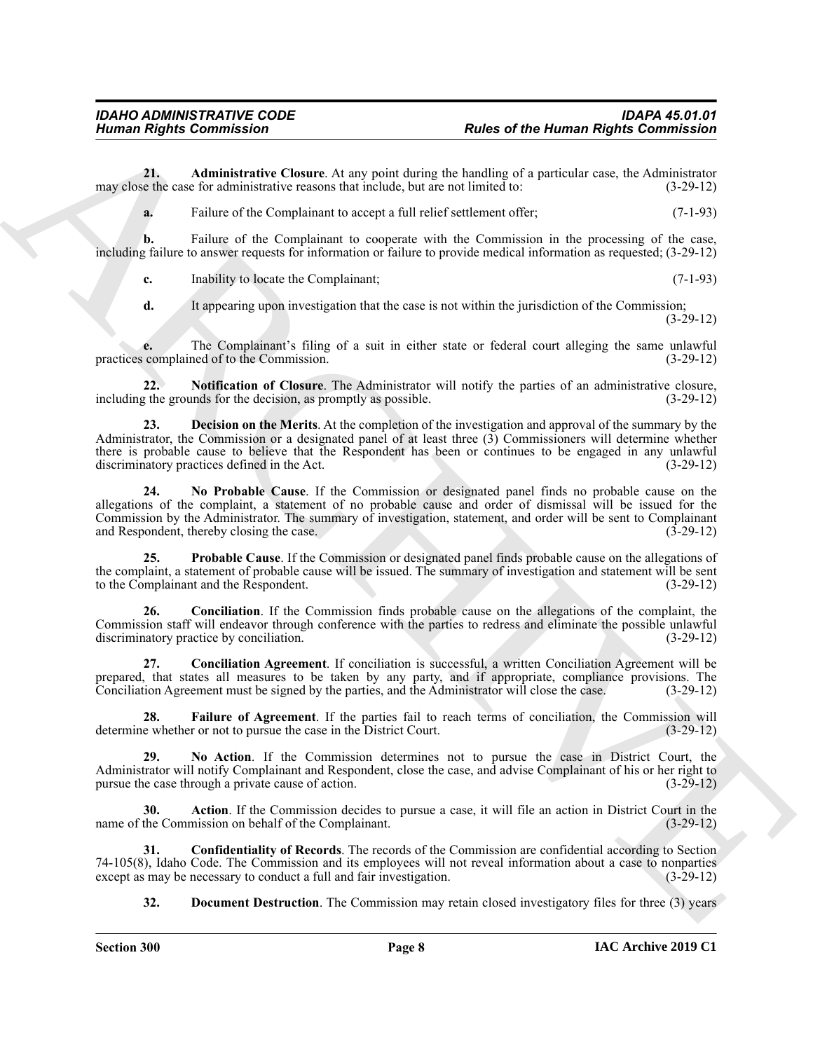**21. Administrative Closure**. At any point during the handling of a particular case, the Administrator may close the case for administrative reasons that include, but are not limited to: (3-29-12)

**a.** Failure of the Complainant to accept a full relief settlement offer; (7-1-93)

**b.** Failure of the Complainant to cooperate with the Commission in the processing of the case, including failure to answer requests for information or failure to provide medical information as requested; (3-29-12)

**c.** Inability to locate the Complainant; (7-1-93)

**d.** It appearing upon investigation that the case is not within the jurisdiction of the Commission; (3-29-12)

**e.** The Complainant's filing of a suit in either state or federal court alleging the same unlawful practices complained of to the Commission. (3-29-12)

**22. Notification of Closure**. The Administrator will notify the parties of an administrative closure, including the grounds for the decision, as promptly as possible. (3-29-12)

**23. Decision on the Merits**. At the completion of the investigation and approval of the summary by the Administrator, the Commission or a designated panel of at least three (3) Commissioners will determine whether there is probable cause to believe that the Respondent has been or continues to be engaged in any unlawful discriminatory practices defined in the Act. (3-29-12)

**24. No Probable Cause**. If the Commission or designated panel finds no probable cause on the allegations of the complaint, a statement of no probable cause and order of dismissal will be issued for the Commission by the Administrator. The summary of investigation, statement, and order will be sent to Complainant and Respondent, thereby closing the case. (3-29-12)

**25. Probable Cause**. If the Commission or designated panel finds probable cause on the allegations of the complaint, a statement of probable cause will be issued. The summary of investigation and statement will be sent to the Complainant and the Respondent. (3-29-12)

**26. Conciliation**. If the Commission finds probable cause on the allegations of the complaint, the Commission staff will endeavor through conference with the parties to redress and eliminate the possible unlawful discriminatory practice by conciliation. (3-29-12)

**27. Conciliation Agreement**. If conciliation is successful, a written Conciliation Agreement will be prepared, that states all measures to be taken by any party, and if appropriate, compliance provisions. The Conciliation Agreement must be signed by the parties, and the Administrator will close the case. (3-29-12)

**28. Failure of Agreement**. If the parties fail to reach terms of conciliation, the Commission will determine whether or not to pursue the case in the District Court. (3-29-12)

**29. No Action**. If the Commission determines not to pursue the case in District Court, the Administrator will notify Complainant and Respondent, close the case, and advise Complainant of his or her right to pursue the case through a private cause of action. (3-29-12)

**30. Action**. If the Commission decides to pursue a case, it will file an action in District Court in the name of the Commission on behalf of the Complainant. (3-29-12)

**31. Confidentiality of Records**. The records of the Commission are confidential according to Section 74-105(8), Idaho Code. The Commission and its employees will not reveal information about a case to nonparties except as may be necessary to conduct a full and fair investigation. (3-29-12)

**32. Document Destruction**. The Commission may retain closed investigatory files for three (3) years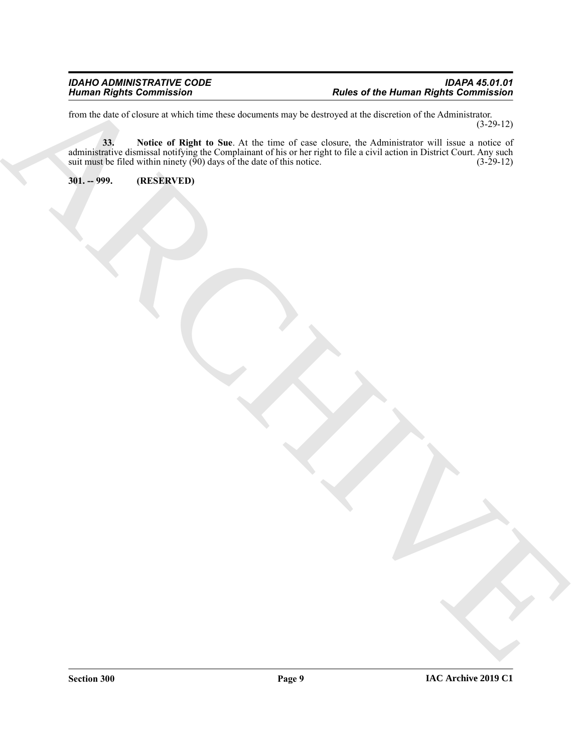from the date of closure at which time these documents may be destroyed at the discretion of the Administrator. (3-29-12)

**33. Notice of Right to Sue**. At the time of case closure, the Administrator will issue a notice of administrative dismissal notifying the Complainant of his or her right to file a civil action in District Court. Any such suit must be filed within ninety (90) days of the date of this notice. (3-29-12)

**301. -- 999. (RESERVED)**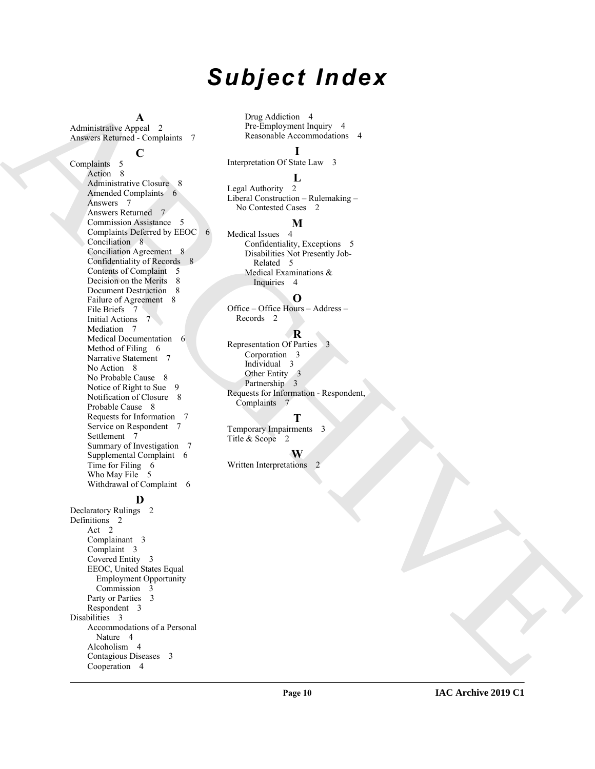# Subject Index

**A**

Administrative Appeal 2
Answers Returned - Complaints 7

**C**

Complaints 5
- Action 8
- Administrative Closure 8
- Amended Complaints 6
- Answers 7
- Answers Returned 7
- Commission Assistance 5
- Complaints Deferred by EEOC 6
- Conciliation 8
- Conciliation Agreement 8
- Confidentiality of Records 8
- Contents of Complaint 5
- Decision on the Merits 8
- Document Destruction 8
- Failure of Agreement 8
- File Briefs 7
- Initial Actions 7
- Mediation 7
- Medical Documentation 6
- Method of Filing 6
- Narrative Statement 7
- No Action 8
- No Probable Cause 8
- Notice of Right to Sue 9
- Notification of Closure 8
- Probable Cause 8
- Requests for Information 7
- Service on Respondent 7
- Settlement 7
- Summary of Investigation 7
- Supplemental Complaint 6
- Time for Filing 6
- Who May File 5
- Withdrawal of Complaint 6

**D**

Declaratory Rulings 2
Definitions 2
- Act 2
- Complainant 3
- Complaint 3
- Covered Entity 3
- EEOC, United States Equal Employment Opportunity Commission 3
- Party or Parties 3
- Respondent 3

Disabilities 3
- Accommodations of a Personal Nature 4
- Alcoholism 4
- Contagious Diseases 3
- Cooperation 4
- Drug Addiction 4
- Pre-Employment Inquiry 4
- Reasonable Accommodations 4

**I**

Interpretation Of State Law 3

**L**

Legal Authority 2
Liberal Construction – Rulemaking – No Contested Cases 2

**M**

Medical Issues 4
- Confidentiality, Exceptions 5
- Disabilities Not Presently Job-Related 5
- Medical Examinations & Inquiries 4

**O**

Office – Office Hours – Address – Records 2

**R**

Representation Of Parties 3
- Corporation 3
- Individual 3
- Other Entity 3
- Partnership 3

Requests for Information - Respondent, Complaints 7

**T**

Temporary Impairments 3
Title & Scope 2

**W**

Written Interpretations 2